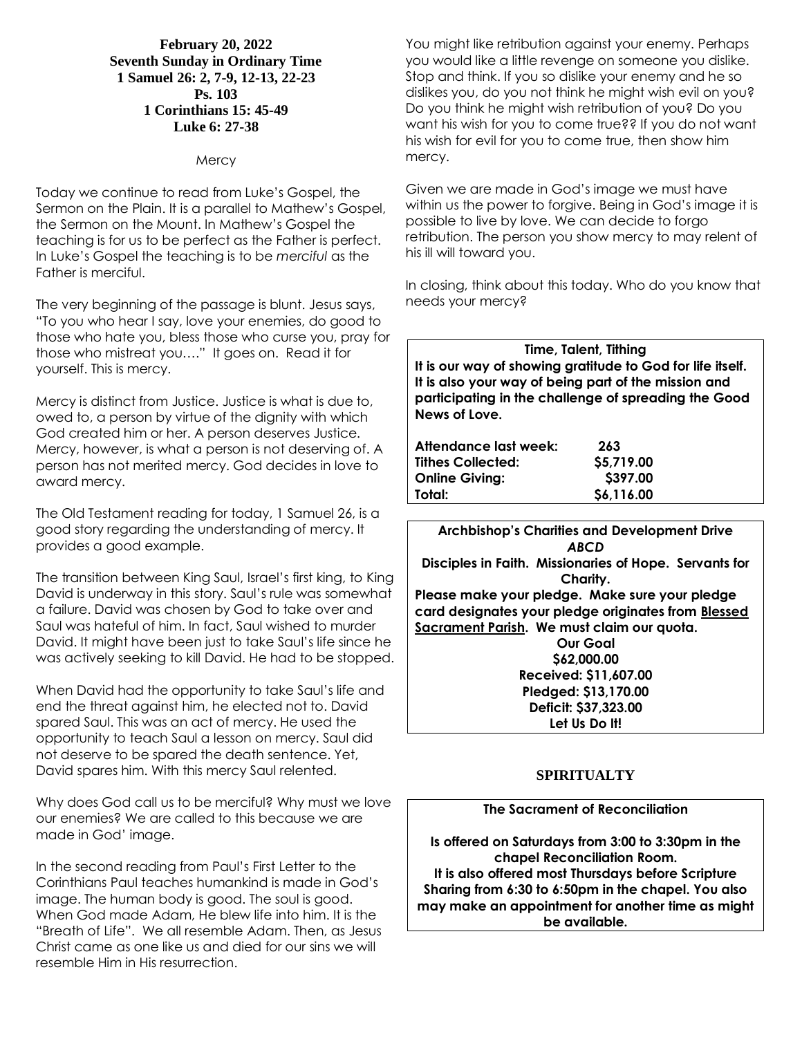**February 20, 2022**
**Seventh Sunday in Ordinary Time**
**1 Samuel 26: 2, 7-9, 12-13, 22-23**
**Ps. 103**
**1 Corinthians 15: 45-49**
**Luke 6: 27-38**

Mercy

Today we continue to read from Luke's Gospel, the Sermon on the Plain. It is a parallel to Mathew's Gospel, the Sermon on the Mount. In Mathew's Gospel the teaching is for us to be perfect as the Father is perfect. In Luke's Gospel the teaching is to be *merciful* as the Father is merciful.

The very beginning of the passage is blunt. Jesus says, "To you who hear I say, love your enemies, do good to those who hate you, bless those who curse you, pray for those who mistreat you…." It goes on. Read it for yourself. This is mercy.

Mercy is distinct from Justice. Justice is what is due to, owed to, a person by virtue of the dignity with which God created him or her. A person deserves Justice. Mercy, however, is what a person is not deserving of. A person has not merited mercy. God decides in love to award mercy.

The Old Testament reading for today, 1 Samuel 26, is a good story regarding the understanding of mercy. It provides a good example.

The transition between King Saul, Israel's first king, to King David is underway in this story. Saul's rule was somewhat a failure. David was chosen by God to take over and Saul was hateful of him. In fact, Saul wished to murder David. It might have been just to take Saul's life since he was actively seeking to kill David. He had to be stopped.

When David had the opportunity to take Saul's life and end the threat against him, he elected not to. David spared Saul. This was an act of mercy. He used the opportunity to teach Saul a lesson on mercy. Saul did not deserve to be spared the death sentence. Yet, David spares him. With this mercy Saul relented.

Why does God call us to be merciful? Why must we love our enemies? We are called to this because we are made in God' image.

In the second reading from Paul's First Letter to the Corinthians Paul teaches humankind is made in God's image. The human body is good. The soul is good. When God made Adam, He blew life into him. It is the "Breath of Life". We all resemble Adam. Then, as Jesus Christ came as one like us and died for our sins we will resemble Him in His resurrection.

You might like retribution against your enemy. Perhaps you would like a little revenge on someone you dislike. Stop and think. If you so dislike your enemy and he so dislikes you, do you not think he might wish evil on you? Do you think he might wish retribution of you? Do you want his wish for you to come true?? If you do not want his wish for evil for you to come true, then show him mercy.

Given we are made in God's image we must have within us the power to forgive. Being in God's image it is possible to live by love. We can decide to forgo retribution. The person you show mercy to may relent of his ill will toward you.

In closing, think about this today. Who do you know that needs your mercy?

**Time, Talent, Tithing**

**It is our way of showing gratitude to God for life itself. It is also your way of being part of the mission and participating in the challenge of spreading the Good News of Love.**

| | |
|---|---|
| **Attendance last week:** | **263** |
| **Tithes Collected:** | **$5,719.00** |
| **Online Giving:** | **$397.00** |
| **Total:** | **$6,116.00** |

**Archbishop's Charities and Development Drive**
***ABCD***
**Disciples in Faith. Missionaries of Hope. Servants for Charity.**
**Please make your pledge. Make sure your pledge card designates your pledge originates from Blessed Sacrament Parish. We must claim our quota.**
**Our Goal**
**$62,000.00**
**Received: $11,607.00**
**Pledged: $13,170.00**
**Deficit: $37,323.00**
**Let Us Do It!**

## SPIRITUALTY

**The Sacrament of Reconciliation**

**Is offered on Saturdays from 3:00 to 3:30pm in the chapel Reconciliation Room.**
**It is also offered most Thursdays before Scripture Sharing from 6:30 to 6:50pm in the chapel. You also may make an appointment for another time as might be available.**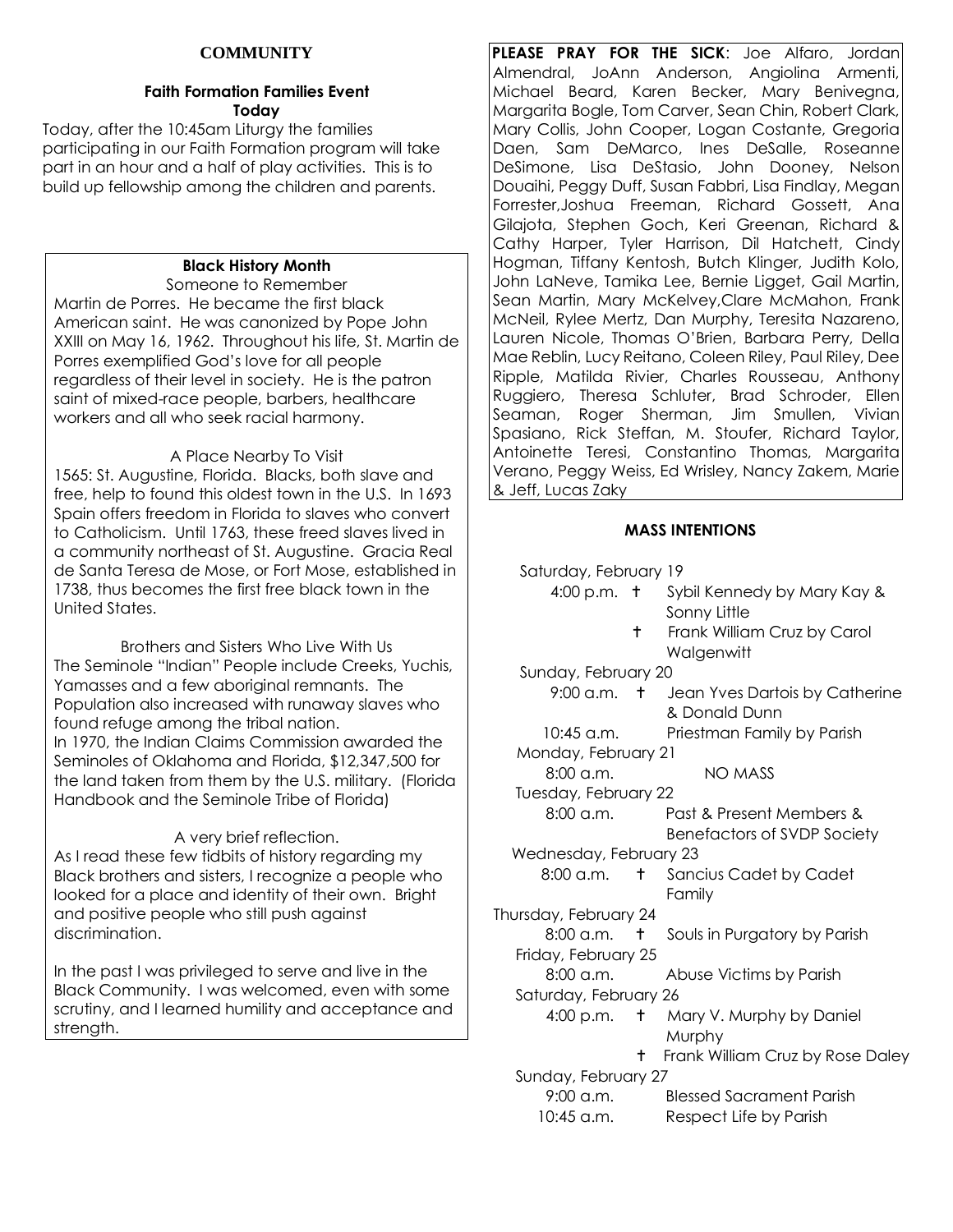# COMMUNITY

## Faith Formation Families Event
**Today**

Today, after the 10:45am Liturgy the families participating in our Faith Formation program will take part in an hour and a half of play activities. This is to build up fellowship among the children and parents.

## Black History Month

Someone to Remember

Martin de Porres. He became the first black American saint. He was canonized by Pope John XXIII on May 16, 1962. Throughout his life, St. Martin de Porres exemplified God's love for all people regardless of their level in society. He is the patron saint of mixed-race people, barbers, healthcare workers and all who seek racial harmony.

A Place Nearby To Visit

1565: St. Augustine, Florida. Blacks, both slave and free, help to found this oldest town in the U.S. In 1693 Spain offers freedom in Florida to slaves who convert to Catholicism. Until 1763, these freed slaves lived in a community northeast of St. Augustine. Gracia Real de Santa Teresa de Mose, or Fort Mose, established in 1738, thus becomes the first free black town in the United States.

Brothers and Sisters Who Live With Us

The Seminole "Indian" People include Creeks, Yuchis, Yamasses and a few aboriginal remnants. The Population also increased with runaway slaves who found refuge among the tribal nation.
In 1970, the Indian Claims Commission awarded the Seminoles of Oklahoma and Florida, $12,347,500 for the land taken from them by the U.S. military. (Florida Handbook and the Seminole Tribe of Florida)

A very brief reflection.

As I read these few tidbits of history regarding my Black brothers and sisters, I recognize a people who looked for a place and identity of their own. Bright and positive people who still push against discrimination.

In the past I was privileged to serve and live in the Black Community. I was welcomed, even with some scrutiny, and I learned humility and acceptance and strength.

**PLEASE PRAY FOR THE SICK**: Joe Alfaro, Jordan Almendral, JoAnn Anderson, Angiolina Armenti, Michael Beard, Karen Becker, Mary Benivegna, Margarita Bogle, Tom Carver, Sean Chin, Robert Clark, Mary Collis, John Cooper, Logan Costante, Gregoria Daen, Sam DeMarco, Ines DeSalle, Roseanne DeSimone, Lisa DeStasio, John Dooney, Nelson Douaihi, Peggy Duff, Susan Fabbri, Lisa Findlay, Megan Forrester,Joshua Freeman, Richard Gossett, Ana Gilajota, Stephen Goch, Keri Greenan, Richard & Cathy Harper, Tyler Harrison, Dil Hatchett, Cindy Hogman, Tiffany Kentosh, Butch Klinger, Judith Kolo, John LaNeve, Tamika Lee, Bernie Ligget, Gail Martin, Sean Martin, Mary McKelvey,Clare McMahon, Frank McNeil, Rylee Mertz, Dan Murphy, Teresita Nazareno, Lauren Nicole, Thomas O'Brien, Barbara Perry, Della Mae Reblin, Lucy Reitano, Coleen Riley, Paul Riley, Dee Ripple, Matilda Rivier, Charles Rousseau, Anthony Ruggiero, Theresa Schluter, Brad Schroder, Ellen Seaman, Roger Sherman, Jim Smullen, Vivian Spasiano, Rick Steffan, M. Stoufer, Richard Taylor, Antoinette Teresi, Constantino Thomas, Margarita Verano, Peggy Weiss, Ed Wrisley, Nancy Zakem, Marie & Jeff, Lucas Zaky

## MASS INTENTIONS

Saturday, February 19
- 4:00 p.m. † Sybil Kennedy by Mary Kay & Sonny Little
- † Frank William Cruz by Carol Walgenwitt

Sunday, February 20
- 9:00 a.m. † Jean Yves Dartois by Catherine & Donald Dunn
- 10:45 a.m. Priestman Family by Parish

Monday, February 21
- 8:00 a.m. NO MASS

Tuesday, February 22
- 8:00 a.m. Past & Present Members & Benefactors of SVDP Society

Wednesday, February 23
- 8:00 a.m. † Sancius Cadet by Cadet Family

Thursday, February 24
- 8:00 a.m. † Souls in Purgatory by Parish

Friday, February 25
- 8:00 a.m. Abuse Victims by Parish

Saturday, February 26
- 4:00 p.m. † Mary V. Murphy by Daniel Murphy
- † Frank William Cruz by Rose Daley

Sunday, February 27
- 9:00 a.m. Blessed Sacrament Parish
- 10:45 a.m. Respect Life by Parish